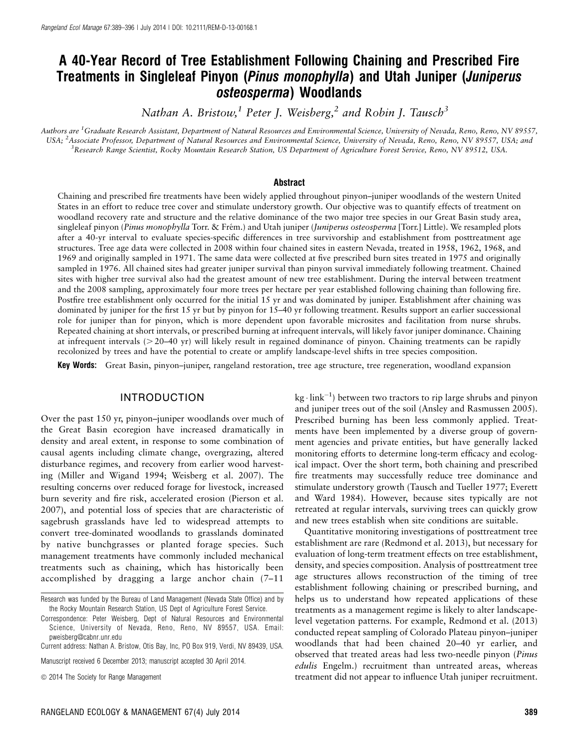# A 40-Year Record of Tree Establishment Following Chaining and Prescribed Fire Treatments in Singleleaf Pinyon (*Pinus monophylla*) and Utah Juniper (*Juniperus osteosperma*) Woodlands

*Nathan A. Bristow,[1] Peter J. Weisberg,[2] and Robin J. Tausch[3]*

*Authors are [1]Graduate Research Assistant, Department of Natural Resources and Environmental Science, University of Nevada, Reno, Reno, NV 89557, USA; [2]Associate Professor, Department of Natural Resources and Environmental Science, University of Nevada, Reno, Reno, NV 89557, USA; and [3]Research Range Scientist, Rocky Mountain Research Station, US Department of Agriculture Forest Service, Reno, NV 89512, USA.*

## Abstract

Chaining and prescribed fire treatments have been widely applied throughout pinyon–juniper woodlands of the western United States in an effort to reduce tree cover and stimulate understory growth. Our objective was to quantify effects of treatment on woodland recovery rate and structure and the relative dominance of the two major tree species in our Great Basin study area, singleleaf pinyon (*Pinus monophylla* Torr. & Frém.) and Utah juniper (*Juniperus osteosperma* [Torr.] Little). We resampled plots after a 40-yr interval to evaluate species-specific differences in tree survivorship and establishment from posttreatment age structures. Tree age data were collected in 2008 within four chained sites in eastern Nevada, treated in 1958, 1962, 1968, and 1969 and originally sampled in 1971. The same data were collected at five prescribed burn sites treated in 1975 and originally sampled in 1976. All chained sites had greater juniper survival than pinyon survival immediately following treatment. Chained sites with higher tree survival also had the greatest amount of new tree establishment. During the interval between treatment and the 2008 sampling, approximately four more trees per hectare per year established following chaining than following fire. Postfire tree establishment only occurred for the initial 15 yr and was dominated by juniper. Establishment after chaining was dominated by juniper for the first 15 yr but by pinyon for 15–40 yr following treatment. Results support an earlier successional role for juniper than for pinyon, which is more dependent upon favorable microsites and facilitation from nurse shrubs. Repeated chaining at short intervals, or prescribed burning at infrequent intervals, will likely favor juniper dominance. Chaining at infrequent intervals (> 20–40 yr) will likely result in regained dominance of pinyon. Chaining treatments can be rapidly recolonized by trees and have the potential to create or amplify landscape-level shifts in tree species composition.

**Key Words:** Great Basin, pinyon–juniper, rangeland restoration, tree age structure, tree regeneration, woodland expansion

## INTRODUCTION

Over the past 150 yr, pinyon–juniper woodlands over much of the Great Basin ecoregion have increased dramatically in density and areal extent, in response to some combination of causal agents including climate change, overgrazing, altered disturbance regimes, and recovery from earlier wood harvesting (Miller and Wigand 1994; Weisberg et al. 2007). The resulting concerns over reduced forage for livestock, increased burn severity and fire risk, accelerated erosion (Pierson et al. 2007), and potential loss of species that are characteristic of sagebrush grasslands have led to widespread attempts to convert tree-dominated woodlands to grasslands dominated by native bunchgrasses or planted forage species. Such management treatments have commonly included mechanical treatments such as chaining, which has historically been accomplished by dragging a large anchor chain (7–11 $kg \cdot link^{-1}$) between two tractors to rip large shrubs and pinyon and juniper trees out of the soil (Ansley and Rasmussen 2005). Prescribed burning has been less commonly applied. Treatments have been implemented by a diverse group of government agencies and private entities, but have generally lacked monitoring efforts to determine long-term efficacy and ecological impact. Over the short term, both chaining and prescribed fire treatments may successfully reduce tree dominance and stimulate understory growth (Tausch and Tueller 1977; Everett and Ward 1984). However, because sites typically are not retreated at regular intervals, surviving trees can quickly grow and new trees establish when site conditions are suitable.

Quantitative monitoring investigations of posttreatment tree establishment are rare (Redmond et al. 2013), but necessary for evaluation of long-term treatment effects on tree establishment, density, and species composition. Analysis of posttreatment tree age structures allows reconstruction of the timing of tree establishment following chaining or prescribed burning, and helps us to understand how repeated applications of these treatments as a management regime is likely to alter landscape-level vegetation patterns. For example, Redmond et al. (2013) conducted repeat sampling of Colorado Plateau pinyon–juniper woodlands that had been chained 20–40 yr earlier, and observed that treated areas had less two-needle pinyon (*Pinus edulis* Engelm.) recruitment than untreated areas, whereas treatment did not appear to influence Utah juniper recruitment.

---

Research was funded by the Bureau of Land Management (Nevada State Office) and by the Rocky Mountain Research Station, US Dept of Agriculture Forest Service.

Correspondence: Peter Weisberg, Dept of Natural Resources and Environmental Science, University of Nevada, Reno, Reno, NV 89557, USA. Email: pweisberg@cabnr.unr.edu

Current address: Nathan A. Bristow, Otis Bay, Inc, PO Box 919, Verdi, NV 89439, USA.

Manuscript received 6 December 2013; manuscript accepted 30 April 2014.

© 2014 The Society for Range Management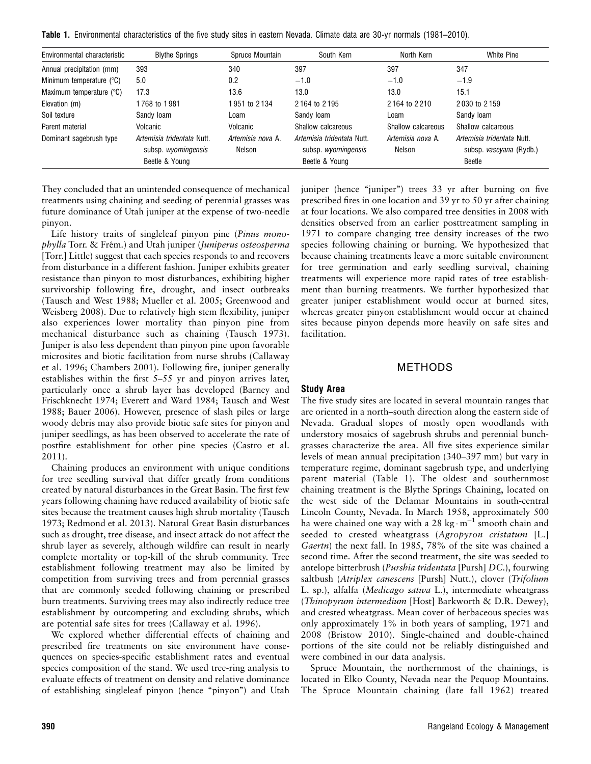**Table 1.** Environmental characteristics of the five study sites in eastern Nevada. Climate data are 30-yr normals (1981–2010).

| Environmental characteristic | Blythe Springs | Spruce Mountain | South Kern | North Kern | White Pine |
|---|---|---|---|---|---|
| Annual precipitation (mm) | 393 | 340 | 397 | 397 | 347 |
| Minimum temperature (°C) | 5.0 | 0.2 | −1.0 | −1.0 | −1.9 |
| Maximum temperature (°C) | 17.3 | 13.6 | 13.0 | 13.0 | 15.1 |
| Elevation (m) | 1 768 to 1 981 | 1 951 to 2 134 | 2 164 to 2 195 | 2 164 to 2 210 | 2 030 to 2 159 |
| Soil texture | Sandy loam | Loam | Sandy loam | Loam | Sandy loam |
| Parent material | Volcanic | Volcanic | Shallow calcareous | Shallow calcareous | Shallow calcareous |
| Dominant sagebrush type | *Artemisia tridentata* Nutt. subsp. *wyomingensis* Beetle & Young | *Artemisia nova* A. Nelson | *Artemisia tridentata* Nutt. subsp. *wyomingensis* Beetle & Young | *Artemisia nova* A. Nelson | *Artemisia tridentata* Nutt. subsp. *vaseyana* (Rydb.) Beetle |

They concluded that an unintended consequence of mechanical treatments using chaining and seeding of perennial grasses was future dominance of Utah juniper at the expense of two-needle pinyon.

Life history traits of singleleaf pinyon pine (*Pinus monophylla* Torr. & Frém.) and Utah juniper (*Juniperus osteosperma* [Torr.] Little) suggest that each species responds to and recovers from disturbance in a different fashion. Juniper exhibits greater resistance than pinyon to most disturbances, exhibiting higher survivorship following fire, drought, and insect outbreaks (Tausch and West 1988; Mueller et al. 2005; Greenwood and Weisberg 2008). Due to relatively high stem flexibility, juniper also experiences lower mortality than pinyon pine from mechanical disturbance such as chaining (Tausch 1973). Juniper is also less dependent than pinyon pine upon favorable microsites and biotic facilitation from nurse shrubs (Callaway et al. 1996; Chambers 2001). Following fire, juniper generally establishes within the first 5–55 yr and pinyon arrives later, particularly once a shrub layer has developed (Barney and Frischknecht 1974; Everett and Ward 1984; Tausch and West 1988; Bauer 2006). However, presence of slash piles or large woody debris may also provide biotic safe sites for pinyon and juniper seedlings, as has been observed to accelerate the rate of postfire establishment for other pine species (Castro et al. 2011).

Chaining produces an environment with unique conditions for tree seedling survival that differ greatly from conditions created by natural disturbances in the Great Basin. The first few years following chaining have reduced availability of biotic safe sites because the treatment causes high shrub mortality (Tausch 1973; Redmond et al. 2013). Natural Great Basin disturbances such as drought, tree disease, and insect attack do not affect the shrub layer as severely, although wildfire can result in nearly complete mortality or top-kill of the shrub community. Tree establishment following treatment may also be limited by competition from surviving trees and from perennial grasses that are commonly seeded following chaining or prescribed burn treatments. Surviving trees may also indirectly reduce tree establishment by outcompeting and excluding shrubs, which are potential safe sites for trees (Callaway et al. 1996).

We explored whether differential effects of chaining and prescribed fire treatments on site environment have consequences on species-specific establishment rates and eventual species composition of the stand. We used tree-ring analysis to evaluate effects of treatment on density and relative dominance of establishing singleleaf pinyon (hence "pinyon") and Utah juniper (hence "juniper") trees 33 yr after burning on five prescribed fires in one location and 39 yr to 50 yr after chaining at four locations. We also compared tree densities in 2008 with densities observed from an earlier posttreatment sampling in 1971 to compare changing tree density increases of the two species following chaining or burning. We hypothesized that because chaining treatments leave a more suitable environment for tree germination and early seedling survival, chaining treatments will experience more rapid rates of tree establishment than burning treatments. We further hypothesized that greater juniper establishment would occur at burned sites, whereas greater pinyon establishment would occur at chained sites because pinyon depends more heavily on safe sites and facilitation.

## METHODS

### Study Area

The five study sites are located in several mountain ranges that are oriented in a north–south direction along the eastern side of Nevada. Gradual slopes of mostly open woodlands with understory mosaics of sagebrush shrubs and perennial bunchgrasses characterize the area. All five sites experience similar levels of mean annual precipitation (340–397 mm) but vary in temperature regime, dominant sagebrush type, and underlying parent material (Table 1). The oldest and southernmost chaining treatment is the Blythe Springs Chaining, located on the west side of the Delamar Mountains in south-central Lincoln County, Nevada. In March 1958, approximately 500 ha were chained one way with a 28 $kg \cdot m^{-1}$ smooth chain and seeded to crested wheatgrass (*Agropyron cristatum* [L.] *Gaertn*) the next fall. In 1985, 78% of the site was chained a second time. After the second treatment, the site was seeded to antelope bitterbrush (*Purshia tridentata* [Pursh] *DC.*), fourwing saltbush (*Atriplex canescens* [Pursh] Nutt.), clover (*Trifolium* L. sp.), alfalfa (*Medicago sativa* L.), intermediate wheatgrass (*Thinopyrum intermedium* [Host] Barkworth & D.R. Dewey), and crested wheatgrass. Mean cover of herbaceous species was only approximately 1% in both years of sampling, 1971 and 2008 (Bristow 2010). Single-chained and double-chained portions of the site could not be reliably distinguished and were combined in our data analysis.

Spruce Mountain, the northernmost of the chainings, is located in Elko County, Nevada near the Pequop Mountains. The Spruce Mountain chaining (late fall 1962) treated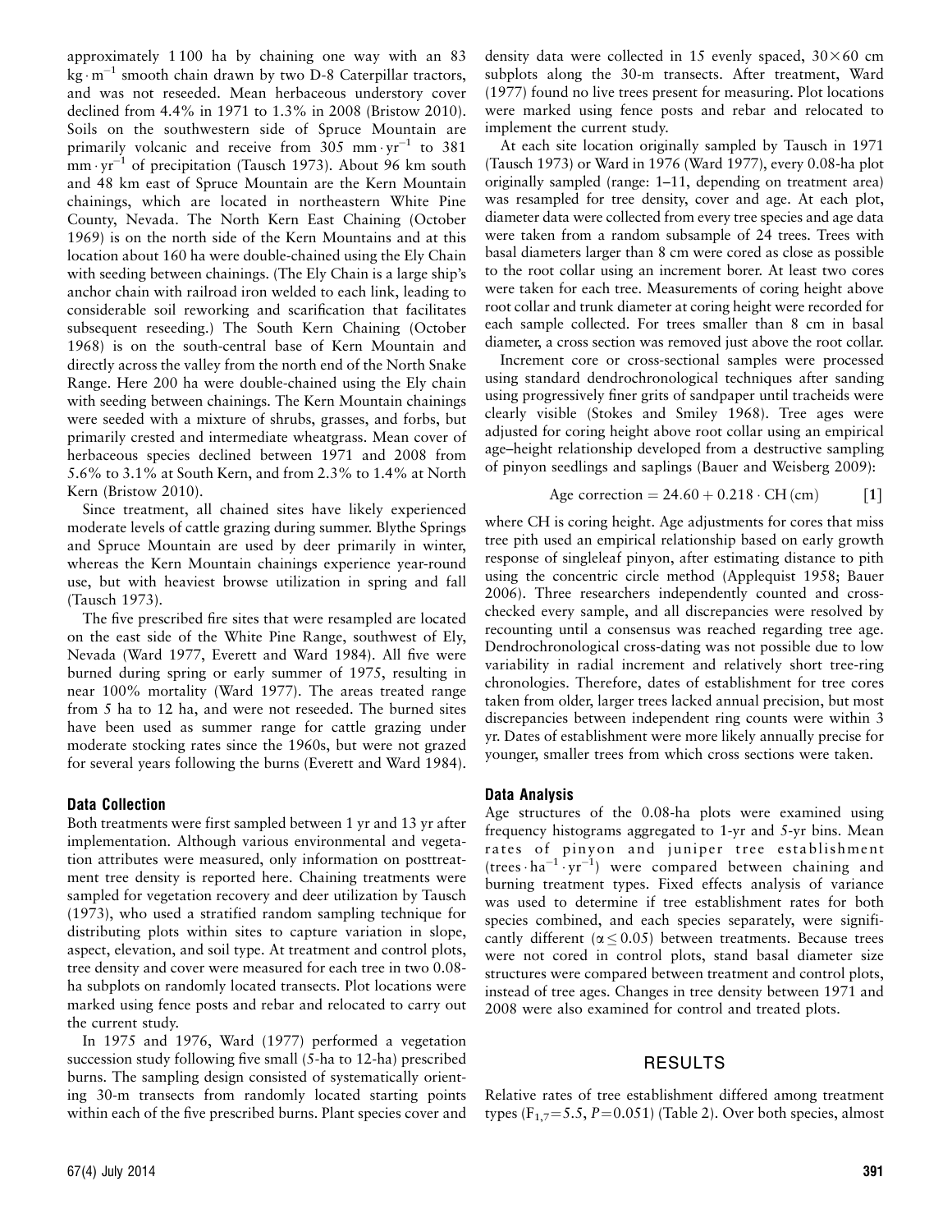approximately 1 100 ha by chaining one way with an 83 $kg \cdot m^{-1}$ smooth chain drawn by two D-8 Caterpillar tractors, and was not reseeded. Mean herbaceous understory cover declined from 4.4% in 1971 to 1.3% in 2008 (Bristow 2010). Soils on the southwestern side of Spruce Mountain are primarily volcanic and receive from 305 $mm \cdot yr^{-1}$ to 381 $mm \cdot yr^{-1}$ of precipitation (Tausch 1973). About 96 km south and 48 km east of Spruce Mountain are the Kern Mountain chainings, which are located in northeastern White Pine County, Nevada. The North Kern East Chaining (October 1969) is on the north side of the Kern Mountains and at this location about 160 ha were double-chained using the Ely Chain with seeding between chainings. (The Ely Chain is a large ship's anchor chain with railroad iron welded to each link, leading to considerable soil reworking and scarification that facilitates subsequent reseeding.) The South Kern Chaining (October 1968) is on the south-central base of Kern Mountain and directly across the valley from the north end of the North Snake Range. Here 200 ha were double-chained using the Ely chain with seeding between chainings. The Kern Mountain chainings were seeded with a mixture of shrubs, grasses, and forbs, but primarily crested and intermediate wheatgrass. Mean cover of herbaceous species declined between 1971 and 2008 from 5.6% to 3.1% at South Kern, and from 2.3% to 1.4% at North Kern (Bristow 2010).

Since treatment, all chained sites have likely experienced moderate levels of cattle grazing during summer. Blythe Springs and Spruce Mountain are used by deer primarily in winter, whereas the Kern Mountain chainings experience year-round use, but with heaviest browse utilization in spring and fall (Tausch 1973).

The five prescribed fire sites that were resampled are located on the east side of the White Pine Range, southwest of Ely, Nevada (Ward 1977, Everett and Ward 1984). All five were burned during spring or early summer of 1975, resulting in near 100% mortality (Ward 1977). The areas treated range from 5 ha to 12 ha, and were not reseeded. The burned sites have been used as summer range for cattle grazing under moderate stocking rates since the 1960s, but were not grazed for several years following the burns (Everett and Ward 1984).

### Data Collection

Both treatments were first sampled between 1 yr and 13 yr after implementation. Although various environmental and vegetation attributes were measured, only information on posttreatment tree density is reported here. Chaining treatments were sampled for vegetation recovery and deer utilization by Tausch (1973), who used a stratified random sampling technique for distributing plots within sites to capture variation in slope, aspect, elevation, and soil type. At treatment and control plots, tree density and cover were measured for each tree in two 0.08-ha subplots on randomly located transects. Plot locations were marked using fence posts and rebar and relocated to carry out the current study.

In 1975 and 1976, Ward (1977) performed a vegetation succession study following five small (5-ha to 12-ha) prescribed burns. The sampling design consisted of systematically orienting 30-m transects from randomly located starting points within each of the five prescribed burns. Plant species cover and density data were collected in 15 evenly spaced, $30 \times 60$ cm subplots along the 30-m transects. After treatment, Ward (1977) found no live trees present for measuring. Plot locations were marked using fence posts and rebar and relocated to implement the current study.

At each site location originally sampled by Tausch in 1971 (Tausch 1973) or Ward in 1976 (Ward 1977), every 0.08-ha plot originally sampled (range: 1–11, depending on treatment area) was resampled for tree density, cover and age. At each plot, diameter data were collected from every tree species and age data were taken from a random subsample of 24 trees. Trees with basal diameters larger than 8 cm were cored as close as possible to the root collar using an increment borer. At least two cores were taken for each tree. Measurements of coring height above root collar and trunk diameter at coring height were recorded for each sample collected. For trees smaller than 8 cm in basal diameter, a cross section was removed just above the root collar.

Increment core or cross-sectional samples were processed using standard dendrochronological techniques after sanding using progressively finer grits of sandpaper until tracheids were clearly visible (Stokes and Smiley 1968). Tree ages were adjusted for coring height above root collar using an empirical age–height relationship developed from a destructive sampling of pinyon seedlings and saplings (Bauer and Weisberg 2009):

$$\text{Age correction} = 24.60 + 0.218 \cdot \text{CH (cm)} \qquad [1]$$

where CH is coring height. Age adjustments for cores that miss tree pith used an empirical relationship based on early growth response of singleleaf pinyon, after estimating distance to pith using the concentric circle method (Applequist 1958; Bauer 2006). Three researchers independently counted and cross-checked every sample, and all discrepancies were resolved by recounting until a consensus was reached regarding tree age. Dendrochronological cross-dating was not possible due to low variability in radial increment and relatively short tree-ring chronologies. Therefore, dates of establishment for tree cores taken from older, larger trees lacked annual precision, but most discrepancies between independent ring counts were within 3 yr. Dates of establishment were more likely annually precise for younger, smaller trees from which cross sections were taken.

### Data Analysis

Age structures of the 0.08-ha plots were examined using frequency histograms aggregated to 1-yr and 5-yr bins. Mean rates of pinyon and juniper tree establishment ($trees \cdot ha^{-1} \cdot yr^{-1}$) were compared between chaining and burning treatment types. Fixed effects analysis of variance was used to determine if tree establishment rates for both species combined, and each species separately, were significantly different ($\alpha \leq 0.05$) between treatments. Because trees were not cored in control plots, stand basal diameter size structures were compared between treatment and control plots, instead of tree ages. Changes in tree density between 1971 and 2008 were also examined for control and treated plots.

## RESULTS

Relative rates of tree establishment differed among treatment types ($F_{1,7} = 5.5$, $P = 0.051$) (Table 2). Over both species, almost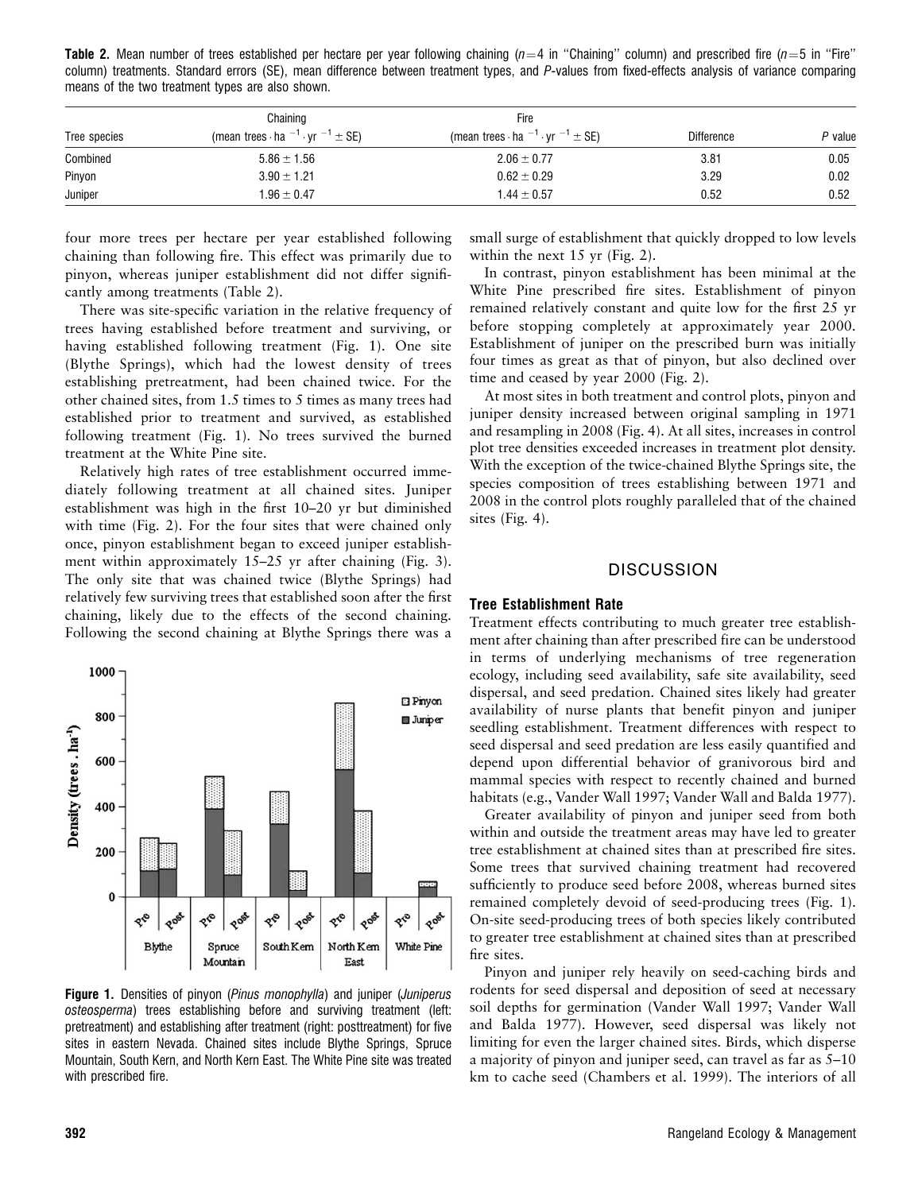**Table 2.** Mean number of trees established per hectare per year following chaining ($n=4$ in "Chaining" column) and prescribed fire ($n=5$ in "Fire" column) treatments. Standard errors (SE), mean difference between treatment types, and *P*-values from fixed-effects analysis of variance comparing means of the two treatment types are also shown.

| Tree species | Chaining (mean trees · ha $^{-1}$ · yr $^{-1}$ ± SE) | Fire (mean trees · ha $^{-1}$ · yr $^{-1}$ ± SE) | Difference | *P* value |
|---|---|---|---|---|
| Combined | 5.86 ± 1.56 | 2.06 ± 0.77 | 3.81 | 0.05 |
| Pinyon | 3.90 ± 1.21 | 0.62 ± 0.29 | 3.29 | 0.02 |
| Juniper | 1.96 ± 0.47 | 1.44 ± 0.57 | 0.52 | 0.52 |

four more trees per hectare per year established following chaining than following fire. This effect was primarily due to pinyon, whereas juniper establishment did not differ significantly among treatments (Table 2).

There was site-specific variation in the relative frequency of trees having established before treatment and surviving, or having established following treatment (Fig. 1). One site (Blythe Springs), which had the lowest density of trees establishing pretreatment, had been chained twice. For the other chained sites, from 1.5 times to 5 times as many trees had established prior to treatment and survived, as established following treatment (Fig. 1). No trees survived the burned treatment at the White Pine site.

Relatively high rates of tree establishment occurred immediately following treatment at all chained sites. Juniper establishment was high in the first 10–20 yr but diminished with time (Fig. 2). For the four sites that were chained only once, pinyon establishment began to exceed juniper establishment within approximately 15–25 yr after chaining (Fig. 3). The only site that was chained twice (Blythe Springs) had relatively few surviving trees that established soon after the first chaining, likely due to the effects of the second chaining. Following the second chaining at Blythe Springs there was a small surge of establishment that quickly dropped to low levels within the next 15 yr (Fig. 2).

**Figure 1.** Densities of pinyon (*Pinus monophylla*) and juniper (*Juniperus osteosperma*) trees establishing before and surviving treatment (left: pretreatment) and establishing after treatment (right: posttreatment) for five sites in eastern Nevada. Chained sites include Blythe Springs, Spruce Mountain, South Kern, and North Kern East. The White Pine site was treated with prescribed fire.

In contrast, pinyon establishment has been minimal at the White Pine prescribed fire sites. Establishment of pinyon remained relatively constant and quite low for the first 25 yr before stopping completely at approximately year 2000. Establishment of juniper on the prescribed burn was initially four times as great as that of pinyon, but also declined over time and ceased by year 2000 (Fig. 2).

At most sites in both treatment and control plots, pinyon and juniper density increased between original sampling in 1971 and resampling in 2008 (Fig. 4). At all sites, increases in control plot tree densities exceeded increases in treatment plot density. With the exception of the twice-chained Blythe Springs site, the species composition of trees establishing between 1971 and 2008 in the control plots roughly paralleled that of the chained sites (Fig. 4).

## DISCUSSION

### Tree Establishment Rate

Treatment effects contributing to much greater tree establishment after chaining than after prescribed fire can be understood in terms of underlying mechanisms of tree regeneration ecology, including seed availability, safe site availability, seed dispersal, and seed predation. Chained sites likely had greater availability of nurse plants that benefit pinyon and juniper seedling establishment. Treatment differences with respect to seed dispersal and seed predation are less easily quantified and depend upon differential behavior of granivorous bird and mammal species with respect to recently chained and burned habitats (e.g., Vander Wall 1997; Vander Wall and Balda 1977).

Greater availability of pinyon and juniper seed from both within and outside the treatment areas may have led to greater tree establishment at chained sites than at prescribed fire sites. Some trees that survived chaining treatment had recovered sufficiently to produce seed before 2008, whereas burned sites remained completely devoid of seed-producing trees (Fig. 1). On-site seed-producing trees of both species likely contributed to greater tree establishment at chained sites than at prescribed fire sites.

Pinyon and juniper rely heavily on seed-caching birds and rodents for seed dispersal and deposition of seed at necessary soil depths for germination (Vander Wall 1997; Vander Wall and Balda 1977). However, seed dispersal was likely not limiting for even the larger chained sites. Birds, which disperse a majority of pinyon and juniper seed, can travel as far as 5–10 km to cache seed (Chambers et al. 1999). The interiors of all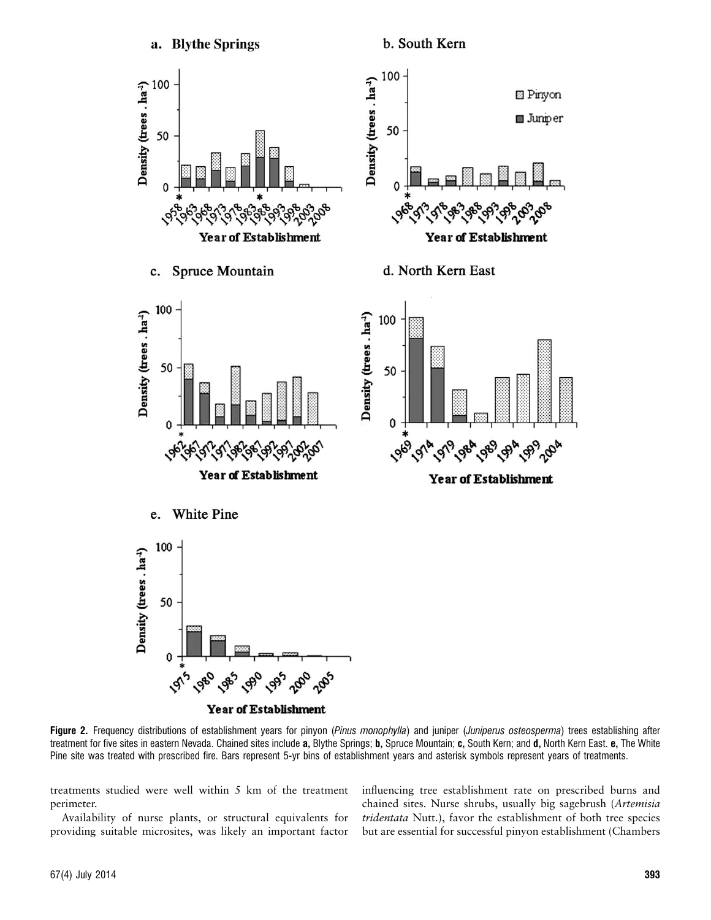Figure 2. Frequency distributions of establishment years for pinyon (*Pinus monophylla*) and juniper (*Juniperus osteosperma*) trees establishing after treatment for five sites in eastern Nevada. Chained sites include **a**, Blythe Springs; **b**, Spruce Mountain; **c**, South Kern; and **d**, North Kern East. **e**, The White Pine site was treated with prescribed fire. Bars represent 5-yr bins of establishment years and asterisk symbols represent years of treatments.

treatments studied were well within 5 km of the treatment perimeter.

Availability of nurse plants, or structural equivalents for providing suitable microsites, was likely an important factor influencing tree establishment rate on prescribed burns and chained sites. Nurse shrubs, usually big sagebrush (*Artemisia tridentata* Nutt.), favor the establishment of both tree species but are essential for successful pinyon establishment (Chambers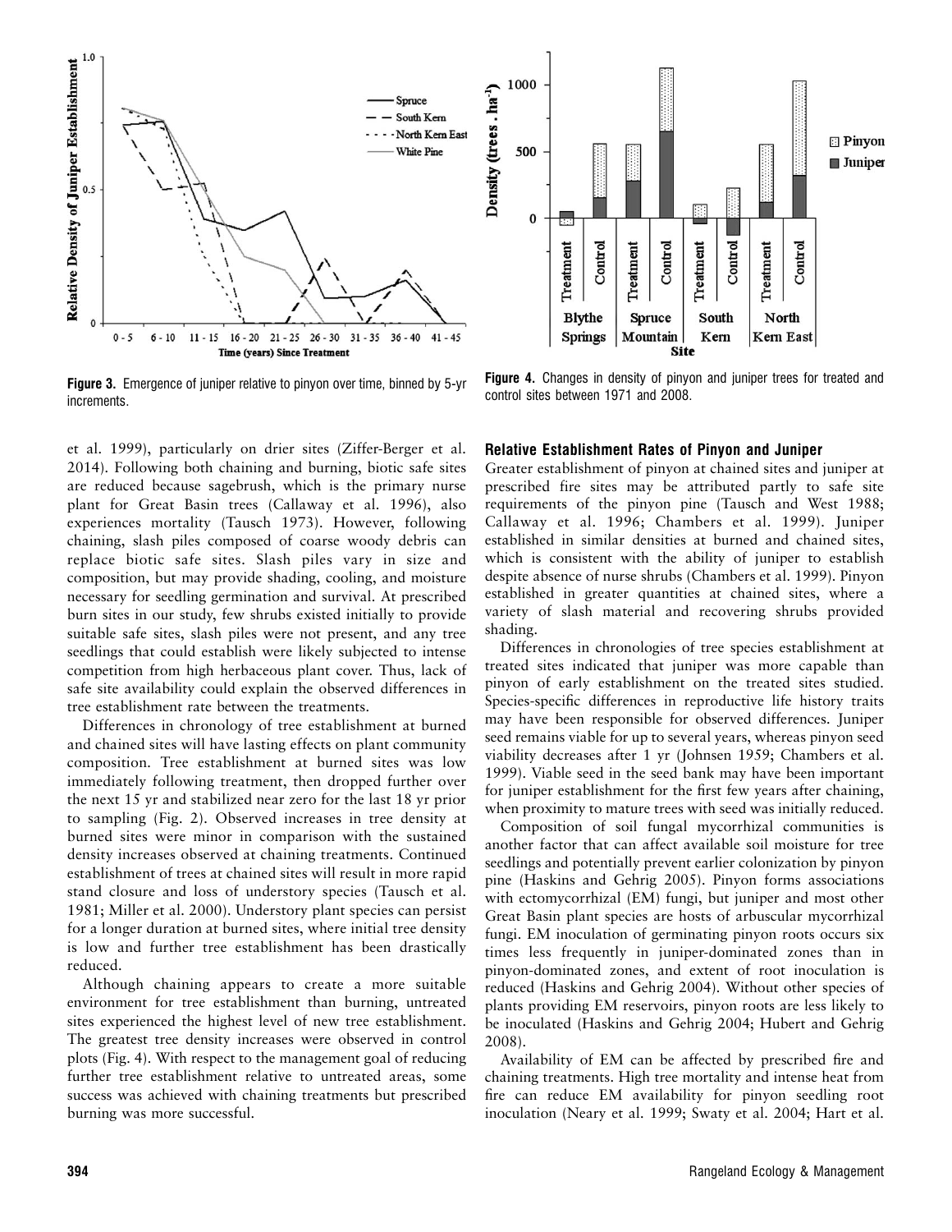Figure 3. Emergence of juniper relative to pinyon over time, binned by 5-yr increments.

Figure 4. Changes in density of pinyon and juniper trees for treated and control sites between 1971 and 2008.

et al. 1999), particularly on drier sites (Ziffer-Berger et al. 2014). Following both chaining and burning, biotic safe sites are reduced because sagebrush, which is the primary nurse plant for Great Basin trees (Callaway et al. 1996), also experiences mortality (Tausch 1973). However, following chaining, slash piles composed of coarse woody debris can replace biotic safe sites. Slash piles vary in size and composition, but may provide shading, cooling, and moisture necessary for seedling germination and survival. At prescribed burn sites in our study, few shrubs existed initially to provide suitable safe sites, slash piles were not present, and any tree seedlings that could establish were likely subjected to intense competition from high herbaceous plant cover. Thus, lack of safe site availability could explain the observed differences in tree establishment rate between the treatments.

Differences in chronology of tree establishment at burned and chained sites will have lasting effects on plant community composition. Tree establishment at burned sites was low immediately following treatment, then dropped further over the next 15 yr and stabilized near zero for the last 18 yr prior to sampling (Fig. 2). Observed increases in tree density at burned sites were minor in comparison with the sustained density increases observed at chaining treatments. Continued establishment of trees at chained sites will result in more rapid stand closure and loss of understory species (Tausch et al. 1981; Miller et al. 2000). Understory plant species can persist for a longer duration at burned sites, where initial tree density is low and further tree establishment has been drastically reduced.

Although chaining appears to create a more suitable environment for tree establishment than burning, untreated sites experienced the highest level of new tree establishment. The greatest tree density increases were observed in control plots (Fig. 4). With respect to the management goal of reducing further tree establishment relative to untreated areas, some success was achieved with chaining treatments but prescribed burning was more successful.

### Relative Establishment Rates of Pinyon and Juniper

Greater establishment of pinyon at chained sites and juniper at prescribed fire sites may be attributed partly to safe site requirements of the pinyon pine (Tausch and West 1988; Callaway et al. 1996; Chambers et al. 1999). Juniper established in similar densities at burned and chained sites, which is consistent with the ability of juniper to establish despite absence of nurse shrubs (Chambers et al. 1999). Pinyon established in greater quantities at chained sites, where a variety of slash material and recovering shrubs provided shading.

Differences in chronologies of tree species establishment at treated sites indicated that juniper was more capable than pinyon of early establishment on the treated sites studied. Species-specific differences in reproductive life history traits may have been responsible for observed differences. Juniper seed remains viable for up to several years, whereas pinyon seed viability decreases after 1 yr (Johnsen 1959; Chambers et al. 1999). Viable seed in the seed bank may have been important for juniper establishment for the first few years after chaining, when proximity to mature trees with seed was initially reduced.

Composition of soil fungal mycorrhizal communities is another factor that can affect available soil moisture for tree seedlings and potentially prevent earlier colonization by pinyon pine (Haskins and Gehrig 2005). Pinyon forms associations with ectomycorrhizal (EM) fungi, but juniper and most other Great Basin plant species are hosts of arbuscular mycorrhizal fungi. EM inoculation of germinating pinyon roots occurs six times less frequently in juniper-dominated zones than in pinyon-dominated zones, and extent of root inoculation is reduced (Haskins and Gehrig 2004). Without other species of plants providing EM reservoirs, pinyon roots are less likely to be inoculated (Haskins and Gehrig 2004; Hubert and Gehrig 2008).

Availability of EM can be affected by prescribed fire and chaining treatments. High tree mortality and intense heat from fire can reduce EM availability for pinyon seedling root inoculation (Neary et al. 1999; Swaty et al. 2004; Hart et al.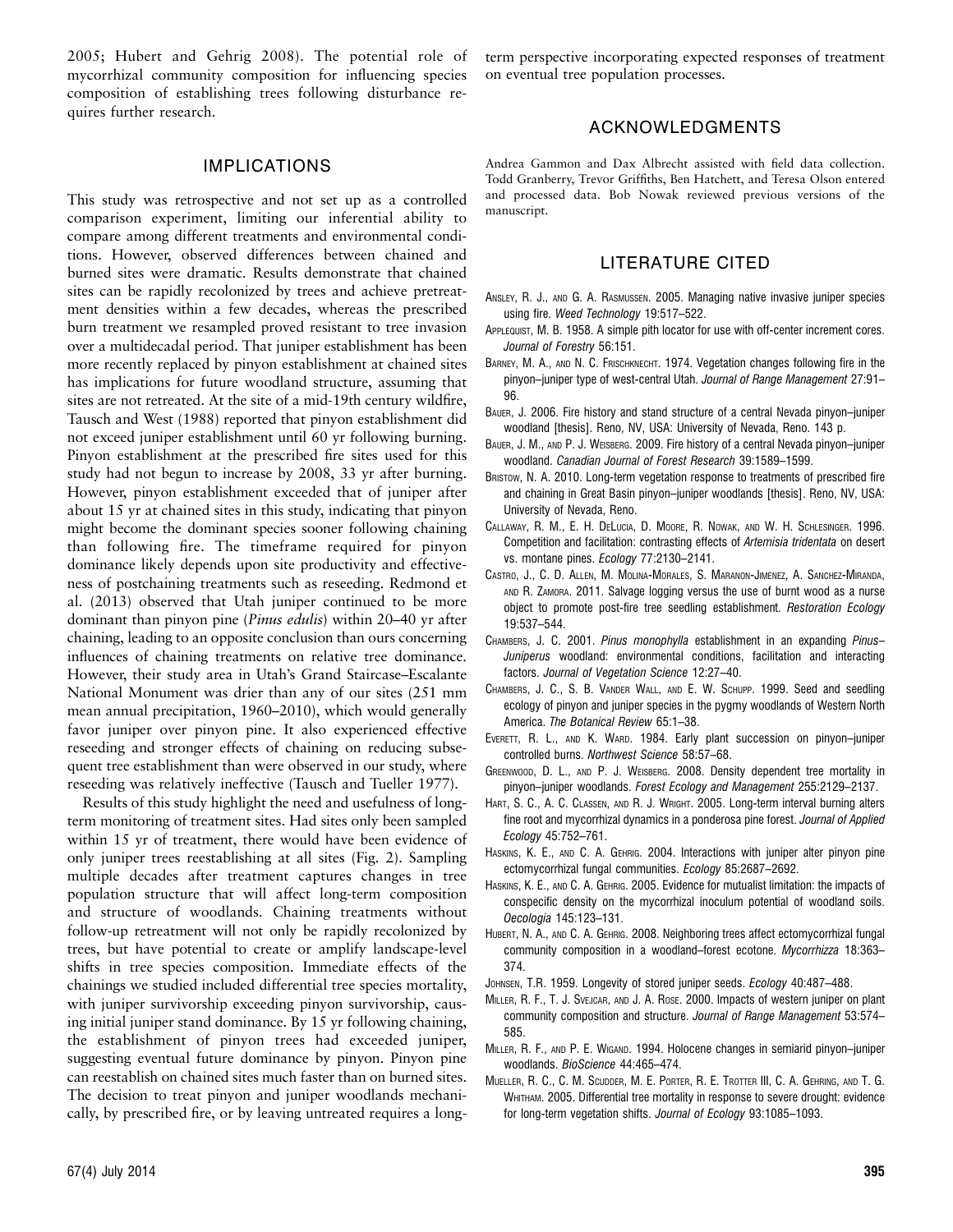2005; Hubert and Gehrig 2008). The potential role of mycorrhizal community composition for influencing species composition of establishing trees following disturbance requires further research.

## IMPLICATIONS

This study was retrospective and not set up as a controlled comparison experiment, limiting our inferential ability to compare among different treatments and environmental conditions. However, observed differences between chained and burned sites were dramatic. Results demonstrate that chained sites can be rapidly recolonized by trees and achieve pretreatment densities within a few decades, whereas the prescribed burn treatment we resampled proved resistant to tree invasion over a multidecadal period. That juniper establishment has been more recently replaced by pinyon establishment at chained sites has implications for future woodland structure, assuming that sites are not retreated. At the site of a mid-19th century wildfire, Tausch and West (1988) reported that pinyon establishment did not exceed juniper establishment until 60 yr following burning. Pinyon establishment at the prescribed fire sites used for this study had not begun to increase by 2008, 33 yr after burning. However, pinyon establishment exceeded that of juniper after about 15 yr at chained sites in this study, indicating that pinyon might become the dominant species sooner following chaining than following fire. The timeframe required for pinyon dominance likely depends upon site productivity and effectiveness of postchaining treatments such as reseeding. Redmond et al. (2013) observed that Utah juniper continued to be more dominant than pinyon pine (*Pinus edulis*) within 20–40 yr after chaining, leading to an opposite conclusion than ours concerning influences of chaining treatments on relative tree dominance. However, their study area in Utah's Grand Staircase–Escalante National Monument was drier than any of our sites (251 mm mean annual precipitation, 1960–2010), which would generally favor juniper over pinyon pine. It also experienced effective reseeding and stronger effects of chaining on reducing subsequent tree establishment than were observed in our study, where reseeding was relatively ineffective (Tausch and Tueller 1977).

Results of this study highlight the need and usefulness of long-term monitoring of treatment sites. Had sites only been sampled within 15 yr of treatment, there would have been evidence of only juniper trees reestablishing at all sites (Fig. 2). Sampling multiple decades after treatment captures changes in tree population structure that will affect long-term composition and structure of woodlands. Chaining treatments without follow-up retreatment will not only be rapidly recolonized by trees, but have potential to create or amplify landscape-level shifts in tree species composition. Immediate effects of the chainings we studied included differential tree species mortality, with juniper survivorship exceeding pinyon survivorship, causing initial juniper stand dominance. By 15 yr following chaining, the establishment of pinyon trees had exceeded juniper, suggesting eventual future dominance by pinyon. Pinyon pine can reestablish on chained sites much faster than on burned sites. The decision to treat pinyon and juniper woodlands mechanically, by prescribed fire, or by leaving untreated requires a long-term perspective incorporating expected responses of treatment on eventual tree population processes.

## ACKNOWLEDGMENTS

Andrea Gammon and Dax Albrecht assisted with field data collection. Todd Granberry, Trevor Griffiths, Ben Hatchett, and Teresa Olson entered and processed data. Bob Nowak reviewed previous versions of the manuscript.

## LITERATURE CITED

Ansley, R. J., and G. A. Rasmussen. 2005. Managing native invasive juniper species using fire. *Weed Technology* 19:517–522.

Applequist, M. B. 1958. A simple pith locator for use with off-center increment cores. *Journal of Forestry* 56:151.

Barney, M. A., and N. C. Frischknecht. 1974. Vegetation changes following fire in the pinyon–juniper type of west-central Utah. *Journal of Range Management* 27:91–96.

Bauer, J. 2006. Fire history and stand structure of a central Nevada pinyon–juniper woodland [thesis]. Reno, NV, USA: University of Nevada, Reno. 143 p.

Bauer, J. M., and P. J. Weisberg. 2009. Fire history of a central Nevada pinyon–juniper woodland. *Canadian Journal of Forest Research* 39:1589–1599.

Bristow, N. A. 2010. Long-term vegetation response to treatments of prescribed fire and chaining in Great Basin pinyon–juniper woodlands [thesis]. Reno, NV, USA: University of Nevada, Reno.

Callaway, R. M., E. H. DeLucia, D. Moore, R. Nowak, and W. H. Schlesinger. 1996. Competition and facilitation: contrasting effects of *Artemisia tridentata* on desert vs. montane pines. *Ecology* 77:2130–2141.

Castro, J., C. D. Allen, M. Molina-Morales, S. Maranon-Jimenez, A. Sanchez-Miranda, and R. Zamora. 2011. Salvage logging versus the use of burnt wood as a nurse object to promote post-fire tree seedling establishment. *Restoration Ecology* 19:537–544.

Chambers, J. C. 2001. *Pinus monophylla* establishment in an expanding *Pinus–Juniperus* woodland: environmental conditions, facilitation and interacting factors. *Journal of Vegetation Science* 12:27–40.

Chambers, J. C., S. B. Vander Wall, and E. W. Schupp. 1999. Seed and seedling ecology of pinyon and juniper species in the pygmy woodlands of Western North America. *The Botanical Review* 65:1–38.

Everett, R. L., and K. Ward. 1984. Early plant succession on pinyon–juniper controlled burns. *Northwest Science* 58:57–68.

Greenwood, D. L., and P. J. Weisberg. 2008. Density dependent tree mortality in pinyon–juniper woodlands. *Forest Ecology and Management* 255:2129–2137.

Hart, S. C., A. C. Classen, and R. J. Wright. 2005. Long-term interval burning alters fine root and mycorrhizal dynamics in a ponderosa pine forest. *Journal of Applied Ecology* 45:752–761.

Haskins, K. E., and C. A. Gehrig. 2004. Interactions with juniper alter pinyon pine ectomycorrhizal fungal communities. *Ecology* 85:2687–2692.

Haskins, K. E., and C. A. Gehrig. 2005. Evidence for mutualist limitation: the impacts of conspecific density on the mycorrhizal inoculum potential of woodland soils. *Oecologia* 145:123–131.

Hubert, N. A., and C. A. Gehrig. 2008. Neighboring trees affect ectomycorrhizal fungal community composition in a woodland–forest ecotone. *Mycorrhizza* 18:363–374.

Johnsen, T.R. 1959. Longevity of stored juniper seeds. *Ecology* 40:487–488.

Miller, R. F., T. J. Svejcar, and J. A. Rose. 2000. Impacts of western juniper on plant community composition and structure. *Journal of Range Management* 53:574–585.

Miller, R. F., and P. E. Wigand. 1994. Holocene changes in semiarid pinyon–juniper woodlands. *BioScience* 44:465–474.

Mueller, R. C., C. M. Scudder, M. E. Porter, R. E. Trotter III, C. A. Gehring, and T. G. Whitham. 2005. Differential tree mortality in response to severe drought: evidence for long-term vegetation shifts. *Journal of Ecology* 93:1085–1093.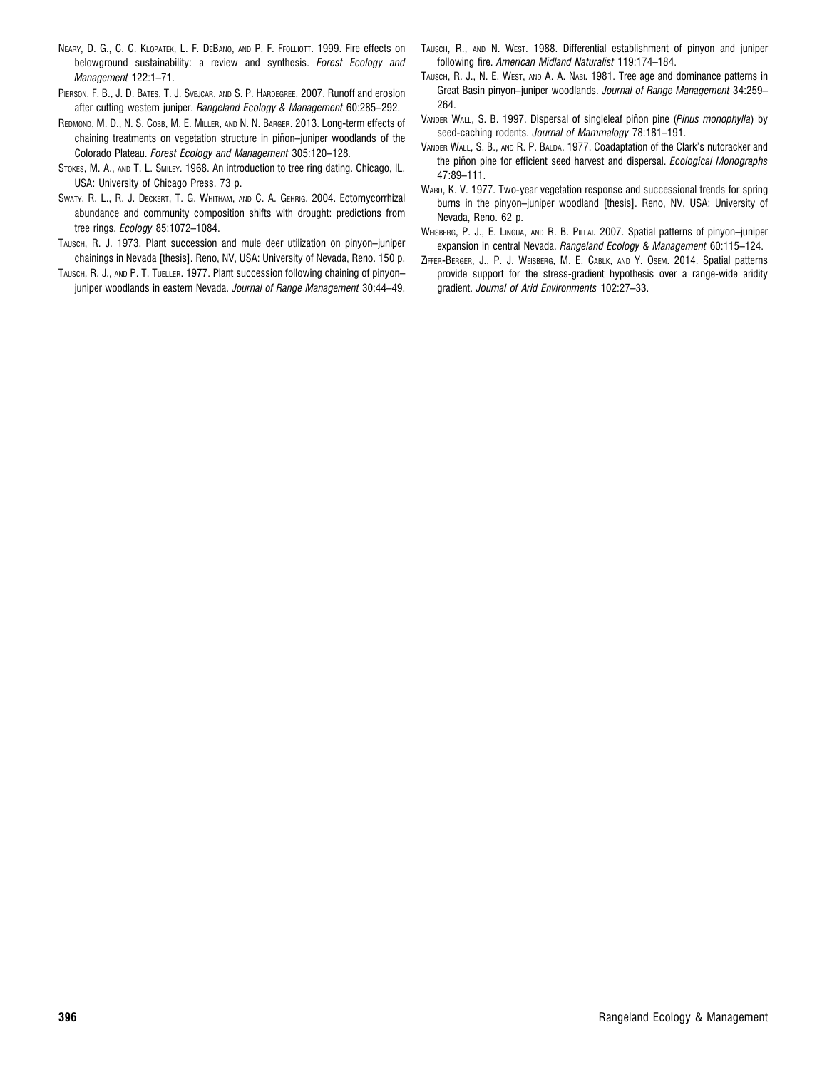Neary, D. G., C. C. Klopatek, L. F. DeBano, and P. F. Ffolliott. 1999. Fire effects on belowground sustainability: a review and synthesis. *Forest Ecology and Management* 122:1–71.

Pierson, F. B., J. D. Bates, T. J. Svejcar, and S. P. Hardegree. 2007. Runoff and erosion after cutting western juniper. *Rangeland Ecology & Management* 60:285–292.

Redmond, M. D., N. S. Cobb, M. E. Miller, and N. N. Barger. 2013. Long-term effects of chaining treatments on vegetation structure in piñon–juniper woodlands of the Colorado Plateau. *Forest Ecology and Management* 305:120–128.

Stokes, M. A., and T. L. Smiley. 1968. An introduction to tree ring dating. Chicago, IL, USA: University of Chicago Press. 73 p.

Swaty, R. L., R. J. Deckert, T. G. Whitham, and C. A. Gehrig. 2004. Ectomycorrhizal abundance and community composition shifts with drought: predictions from tree rings. *Ecology* 85:1072–1084.

Tausch, R. J. 1973. Plant succession and mule deer utilization on pinyon–juniper chainings in Nevada [thesis]. Reno, NV, USA: University of Nevada, Reno. 150 p.

Tausch, R. J., and P. T. Tueller. 1977. Plant succession following chaining of pinyon–juniper woodlands in eastern Nevada. *Journal of Range Management* 30:44–49.

Tausch, R., and N. West. 1988. Differential establishment of pinyon and juniper following fire. *American Midland Naturalist* 119:174–184.

Tausch, R. J., N. E. West, and A. A. Nabi. 1981. Tree age and dominance patterns in Great Basin pinyon–juniper woodlands. *Journal of Range Management* 34:259–264.

Vander Wall, S. B. 1997. Dispersal of singleleaf piñon pine (*Pinus monophylla*) by seed-caching rodents. *Journal of Mammalogy* 78:181–191.

Vander Wall, S. B., and R. P. Balda. 1977. Coadaptation of the Clark's nutcracker and the piñon pine for efficient seed harvest and dispersal. *Ecological Monographs* 47:89–111.

Ward, K. V. 1977. Two-year vegetation response and successional trends for spring burns in the pinyon–juniper woodland [thesis]. Reno, NV, USA: University of Nevada, Reno. 62 p.

Weisberg, P. J., E. Lingua, and R. B. Pillai. 2007. Spatial patterns of pinyon–juniper expansion in central Nevada. *Rangeland Ecology & Management* 60:115–124.

Ziffer-Berger, J., P. J. Weisberg, M. E. Cablk, and Y. Osem. 2014. Spatial patterns provide support for the stress-gradient hypothesis over a range-wide aridity gradient. *Journal of Arid Environments* 102:27–33.